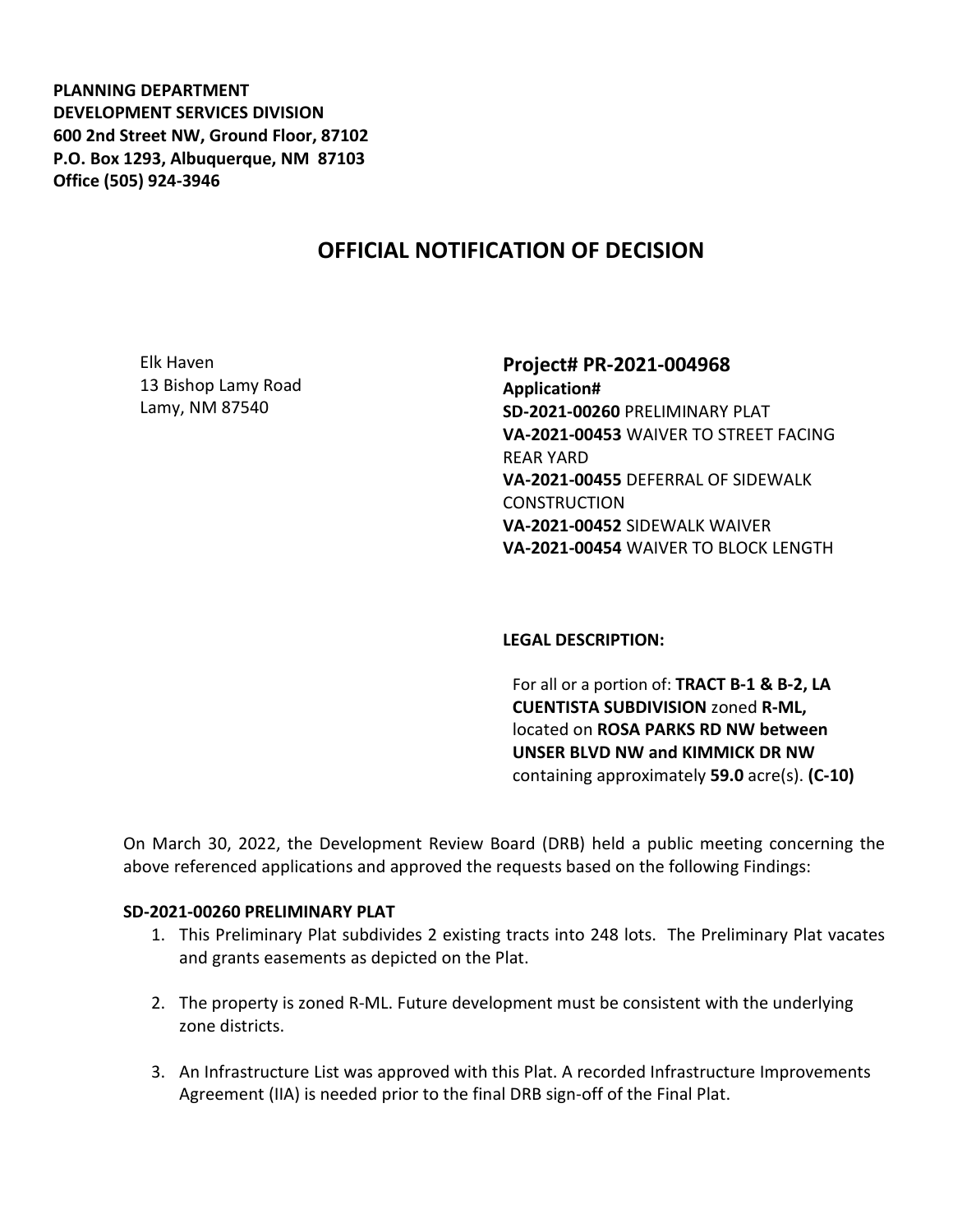**PLANNING DEPARTMENT**
**DEVELOPMENT SERVICES DIVISION**
**600 2nd Street NW, Ground Floor, 87102**
**P.O. Box 1293, Albuquerque, NM 87103**
**Office (505) 924-3946**

# OFFICIAL NOTIFICATION OF DECISION

Elk Haven
13 Bishop Lamy Road
Lamy, NM 87540

## Project# PR-2021-004968

**Application#**
**SD-2021-00260** PRELIMINARY PLAT
**VA-2021-00453** WAIVER TO STREET FACING REAR YARD
**VA-2021-00455** DEFERRAL OF SIDEWALK CONSTRUCTION
**VA-2021-00452** SIDEWALK WAIVER
**VA-2021-00454** WAIVER TO BLOCK LENGTH

**LEGAL DESCRIPTION:**

For all or a portion of: **TRACT B-1 & B-2, LA CUENTISTA SUBDIVISION** zoned **R-ML,** located on **ROSA PARKS RD NW between UNSER BLVD NW and KIMMICK DR NW** containing approximately **59.0** acre(s). **(C-10)**

On March 30, 2022, the Development Review Board (DRB) held a public meeting concerning the above referenced applications and approved the requests based on the following Findings:

**SD-2021-00260 PRELIMINARY PLAT**

1. This Preliminary Plat subdivides 2 existing tracts into 248 lots. The Preliminary Plat vacates and grants easements as depicted on the Plat.
2. The property is zoned R-ML. Future development must be consistent with the underlying zone districts.
3. An Infrastructure List was approved with this Plat. A recorded Infrastructure Improvements Agreement (IIA) is needed prior to the final DRB sign-off of the Final Plat.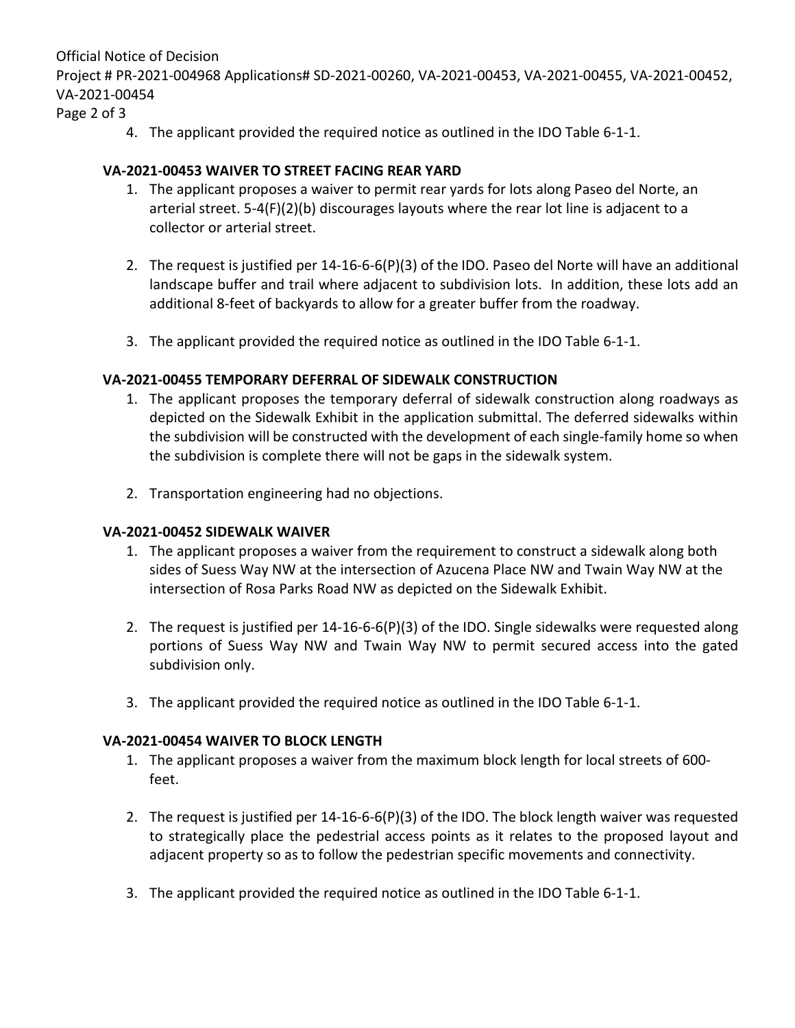4. The applicant provided the required notice as outlined in the IDO Table 6-1-1.

**VA-2021-00453 WAIVER TO STREET FACING REAR YARD**

1. The applicant proposes a waiver to permit rear yards for lots along Paseo del Norte, an arterial street. 5-4(F)(2)(b) discourages layouts where the rear lot line is adjacent to a collector or arterial street.

2. The request is justified per 14-16-6-6(P)(3) of the IDO. Paseo del Norte will have an additional landscape buffer and trail where adjacent to subdivision lots. In addition, these lots add an additional 8-feet of backyards to allow for a greater buffer from the roadway.

3. The applicant provided the required notice as outlined in the IDO Table 6-1-1.

**VA-2021-00455 TEMPORARY DEFERRAL OF SIDEWALK CONSTRUCTION**

1. The applicant proposes the temporary deferral of sidewalk construction along roadways as depicted on the Sidewalk Exhibit in the application submittal. The deferred sidewalks within the subdivision will be constructed with the development of each single-family home so when the subdivision is complete there will not be gaps in the sidewalk system.

2. Transportation engineering had no objections.

**VA-2021-00452 SIDEWALK WAIVER**

1. The applicant proposes a waiver from the requirement to construct a sidewalk along both sides of Suess Way NW at the intersection of Azucena Place NW and Twain Way NW at the intersection of Rosa Parks Road NW as depicted on the Sidewalk Exhibit.

2. The request is justified per 14-16-6-6(P)(3) of the IDO. Single sidewalks were requested along portions of Suess Way NW and Twain Way NW to permit secured access into the gated subdivision only.

3. The applicant provided the required notice as outlined in the IDO Table 6-1-1.

**VA-2021-00454 WAIVER TO BLOCK LENGTH**

1. The applicant proposes a waiver from the maximum block length for local streets of 600-feet.

2. The request is justified per 14-16-6-6(P)(3) of the IDO. The block length waiver was requested to strategically place the pedestrial access points as it relates to the proposed layout and adjacent property so as to follow the pedestrian specific movements and connectivity.

3. The applicant provided the required notice as outlined in the IDO Table 6-1-1.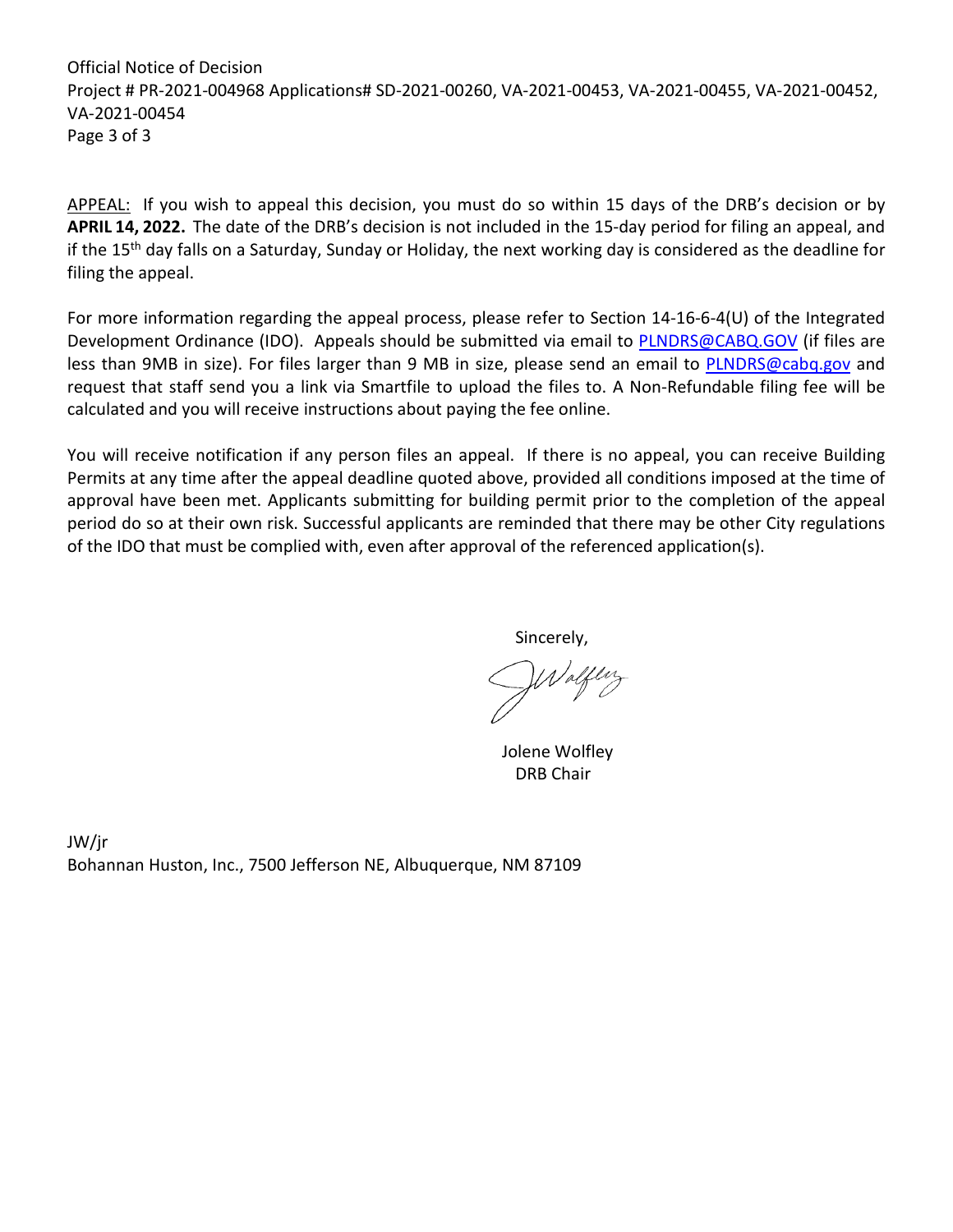APPEAL: If you wish to appeal this decision, you must do so within 15 days of the DRB's decision or by **APRIL 14, 2022.** The date of the DRB's decision is not included in the 15-day period for filing an appeal, and if the 15th day falls on a Saturday, Sunday or Holiday, the next working day is considered as the deadline for filing the appeal.

For more information regarding the appeal process, please refer to Section 14-16-6-4(U) of the Integrated Development Ordinance (IDO). Appeals should be submitted via email to PLNDRS@CABQ.GOV (if files are less than 9MB in size). For files larger than 9 MB in size, please send an email to PLNDRS@cabq.gov and request that staff send you a link via Smartfile to upload the files to. A Non-Refundable filing fee will be calculated and you will receive instructions about paying the fee online.

You will receive notification if any person files an appeal. If there is no appeal, you can receive Building Permits at any time after the appeal deadline quoted above, provided all conditions imposed at the time of approval have been met. Applicants submitting for building permit prior to the completion of the appeal period do so at their own risk. Successful applicants are reminded that there may be other City regulations of the IDO that must be complied with, even after approval of the referenced application(s).

Sincerely,

JWolfley

Jolene Wolfley
DRB Chair

JW/jr
Bohannan Huston, Inc., 7500 Jefferson NE, Albuquerque, NM 87109